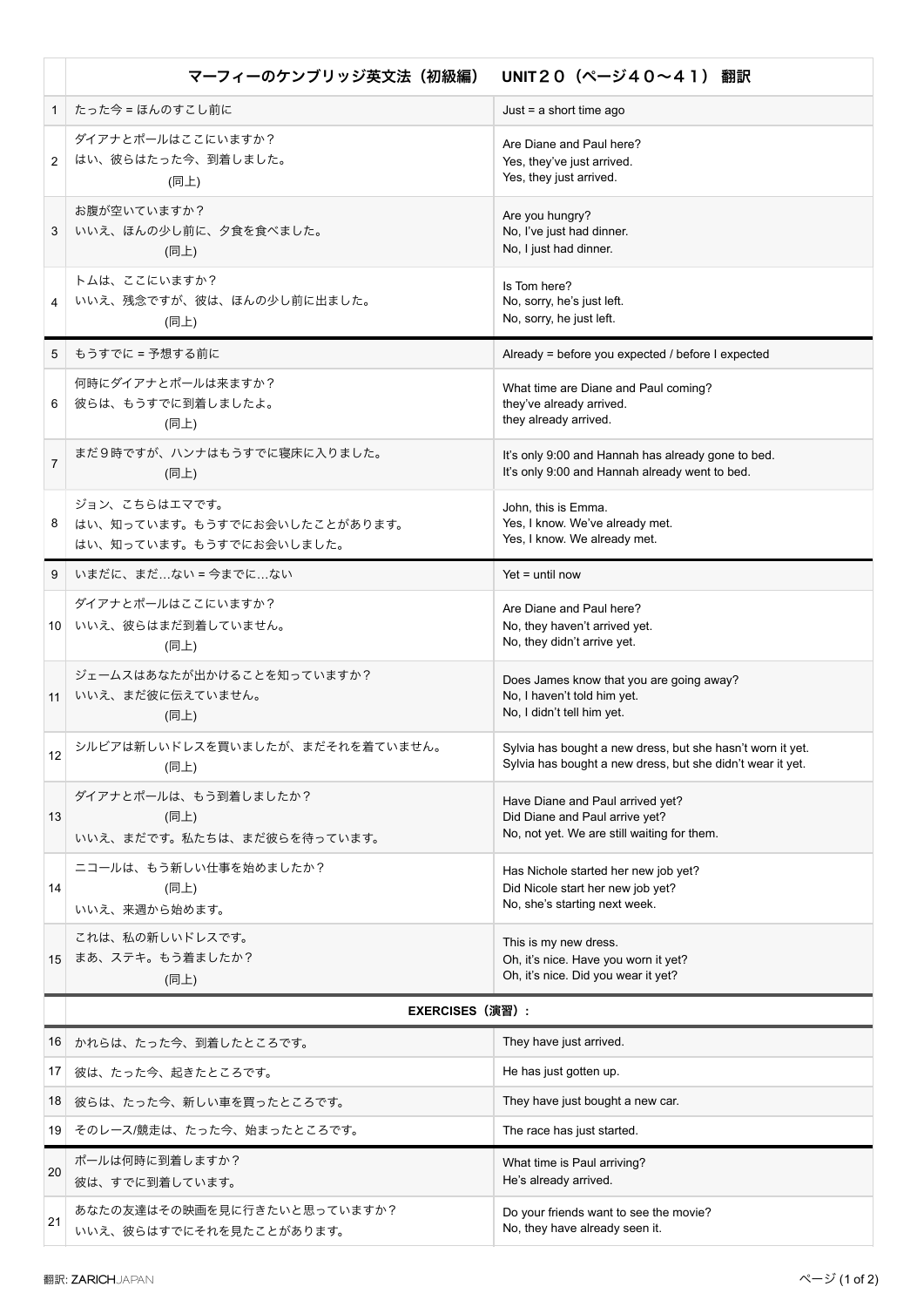| | マーフィーのケンブリッジ英文法（初級編）　UNIT２０（ページ４０〜４１）　翻訳 | |
|---|---|---|
| 1 | たった今 = ほんのすこし前に | Just = a short time ago |
| 2 | ダイアナとポールはここにいますか？<br>はい、彼らはたった今、到着しました。<br>(同上) | Are Diane and Paul here?<br>Yes, they've just arrived.<br>Yes, they just arrived. |
| 3 | お腹が空いていますか？<br>いいえ、ほんの少し前に、夕食を食べました。<br>(同上) | Are you hungry?<br>No, I've just had dinner.<br>No, I just had dinner. |
| 4 | トムは、ここにいますか？<br>いいえ、残念ですが、彼は、ほんの少し前に出ました。<br>(同上) | Is Tom here?<br>No, sorry, he's just left.<br>No, sorry, he just left. |
| 5 | もうすでに = 予想する前に | Already = before you expected / before I expected |
| 6 | 何時にダイアナとポールは来ますか？<br>彼らは、もうすでに到着しましたよ。<br>(同上) | What time are Diane and Paul coming?<br>they've already arrived.<br>they already arrived. |
| 7 | まだ９時ですが、ハンナはもうすでに寝床に入りました。<br>(同上) | It's only 9:00 and Hannah has already gone to bed.<br>It's only 9:00 and Hannah already went to bed. |
| 8 | ジョン、こちらはエマです。<br>はい、知っています。もうすでにお会いしたことがあります。<br>はい、知っています。もうすでにお会いしました。 | John, this is Emma.<br>Yes, I know. We've already met.<br>Yes, I know. We already met. |
| 9 | いまだに、まだ…ない = 今までに…ない | Yet = until now |
| 10 | ダイアナとポールはここにいますか？<br>いいえ、彼らはまだ到着していません。<br>(同上) | Are Diane and Paul here?<br>No, they haven't arrived yet.<br>No, they didn't arrive yet. |
| 11 | ジェームスはあなたが出かけることを知っていますか？<br>いいえ、まだ彼に伝えていません。<br>(同上) | Does James know that you are going away?<br>No, I haven't told him yet.<br>No, I didn't tell him yet. |
| 12 | シルビアは新しいドレスを買いましたが、まだそれを着ていません。<br>(同上) | Sylvia has bought a new dress, but she hasn't worn it yet.<br>Sylvia has bought a new dress, but she didn't wear it yet. |
| 13 | ダイアナとポールは、もう到着しましたか？<br>(同上)<br>いいえ、まだです。私たちは、まだ彼らを待っています。 | Have Diane and Paul arrived yet?<br>Did Diane and Paul arrive yet?<br>No, not yet. We are still waiting for them. |
| 14 | ニコールは、もう新しい仕事を始めましたか？<br>(同上)<br>いいえ、来週から始めます。 | Has Nichole started her new job yet?<br>Did Nicole start her new job yet?<br>No, she's starting next week. |
| 15 | これは、私の新しいドレスです。<br>まあ、ステキ。もう着ましたか？<br>(同上) | This is my new dress.<br>Oh, it's nice. Have you worn it yet?<br>Oh, it's nice. Did you wear it yet? |
| | **EXERCISES（演習）:** | |
| 16 | かれらは、たった今、到着したところです。 | They have just arrived. |
| 17 | 彼は、たった今、起きたところです。 | He has just gotten up. |
| 18 | 彼らは、たった今、新しい車を買ったところです。 | They have just bought a new car. |
| 19 | そのレース/競走は、たった今、始まったところです。 | The race has just started. |
| 20 | ポールは何時に到着しますか？<br>彼は、すでに到着しています。 | What time is Paul arriving?<br>He's already arrived. |
| 21 | あなたの友達はその映画を見に行きたいと思っていますか？<br>いいえ、彼らはすでにそれを見たことがあります。 | Do your friends want to see the movie?<br>No, they have already seen it. |

翻訳: ZARICHJAPAN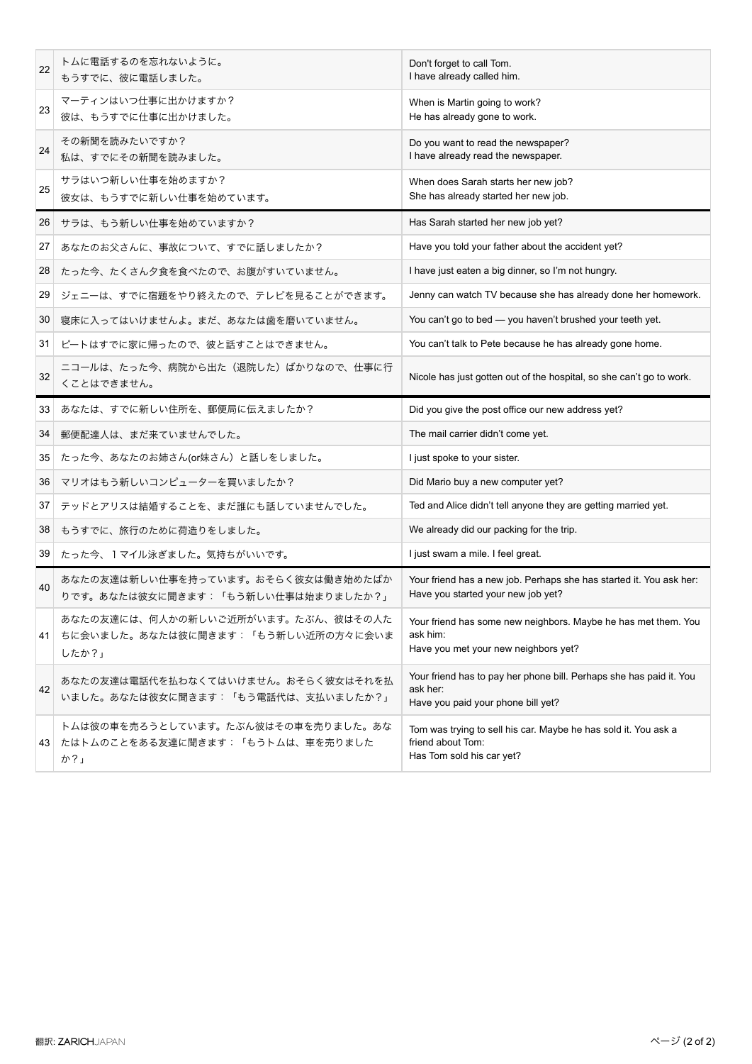| | | |
|---|---|---|
| 22 | トムに電話するのを忘れないように。<br>もうすでに、彼に電話しました。 | Don't forget to call Tom.<br>I have already called him. |
| 23 | マーティンはいつ仕事に出かけますか？<br>彼は、もうすでに仕事に出かけました。 | When is Martin going to work?<br>He has already gone to work. |
| 24 | その新聞を読みたいですか？<br>私は、すでにその新聞を読みました。 | Do you want to read the newspaper?<br>I have already read the newspaper. |
| 25 | サラはいつ新しい仕事を始めますか？<br>彼女は、もうすでに新しい仕事を始めています。 | When does Sarah starts her new job?<br>She has already started her new job. |
| 26 | サラは、もう新しい仕事を始めていますか？ | Has Sarah started her new job yet? |
| 27 | あなたのお父さんに、事故について、すでに話しましたか？ | Have you told your father about the accident yet? |
| 28 | たった今、たくさん夕食を食べたので、お腹がすいていません。 | I have just eaten a big dinner, so I'm not hungry. |
| 29 | ジェニーは、すでに宿題をやり終えたので、テレビを見ることができます。 | Jenny can watch TV because she has already done her homework. |
| 30 | 寝床に入ってはいけませんよ。まだ、あなたは歯を磨いていません。 | You can't go to bed — you haven't brushed your teeth yet. |
| 31 | ピートはすでに家に帰ったので、彼と話すことはできません。 | You can't talk to Pete because he has already gone home. |
| 32 | ニコールは、たった今、病院から出た（退院した）ばかりなので、仕事に行くことはできません。 | Nicole has just gotten out of the hospital, so she can't go to work. |
| 33 | あなたは、すでに新しい住所を、郵便局に伝えましたか？ | Did you give the post office our new address yet? |
| 34 | 郵便配達人は、まだ来ていませんでした。 | The mail carrier didn't come yet. |
| 35 | たった今、あなたのお姉さん(or妹さん）と話しをしました。 | I just spoke to your sister. |
| 36 | マリオはもう新しいコンピューターを買いましたか？ | Did Mario buy a new computer yet? |
| 37 | テッドとアリスは結婚することを、まだ誰にも話していませんでした。 | Ted and Alice didn't tell anyone they are getting married yet. |
| 38 | もうすでに、旅行のために荷造りをしました。 | We already did our packing for the trip. |
| 39 | たった今、１マイル泳ぎました。気持ちがいいです。 | I just swam a mile. I feel great. |
| 40 | あなたの友達は新しい仕事を持っています。おそらく彼女は働き始めたばかりです。あなたは彼女に聞きます：「もう新しい仕事は始まりましたか？」 | Your friend has a new job. Perhaps she has started it. You ask her:<br>Have you started your new job yet? |
| 41 | あなたの友達には、何人かの新しいご近所がいます。たぶん、彼はその人たちに会いました。あなたは彼に聞きます：「もう新しい近所の方々に会いましたか？」 | Your friend has some new neighbors. Maybe he has met them. You ask him:<br>Have you met your new neighbors yet? |
| 42 | あなたの友達は電話代を払わなくてはいけません。おそらく彼女はそれを払いました。あなたは彼女に聞きます：「もう電話代は、支払いましたか？」 | Your friend has to pay her phone bill. Perhaps she has paid it. You ask her:<br>Have you paid your phone bill yet? |
| 43 | トムは彼の車を売ろうとしています。たぶん彼はその車を売りました。あなたはトムのことをある友達に聞きます：「もうトムは、車を売りましたか？」 | Tom was trying to sell his car. Maybe he has sold it. You ask a friend about Tom:<br>Has Tom sold his car yet? |

翻訳: ZARICHJAPAN